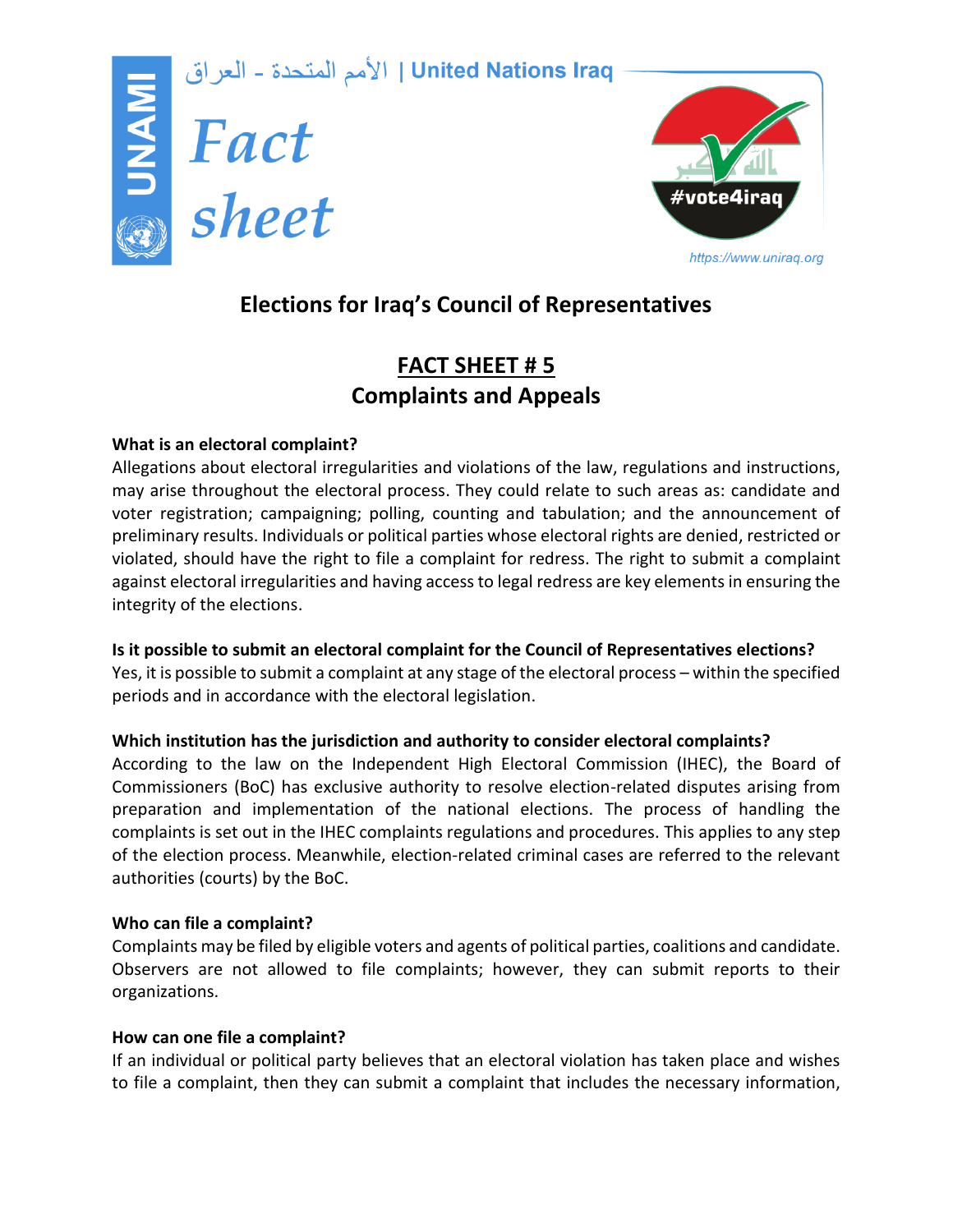الأمم المتحدة - العراق | United Nations Iraq

UNAMI

*Fact sheet*

#vote4iraq

https://www.uniraq.org

# Elections for Iraq's Council of Representatives

## FACT SHEET # 5
## Complaints and Appeals

**What is an electoral complaint?**

Allegations about electoral irregularities and violations of the law, regulations and instructions, may arise throughout the electoral process. They could relate to such areas as: candidate and voter registration; campaigning; polling, counting and tabulation; and the announcement of preliminary results. Individuals or political parties whose electoral rights are denied, restricted or violated, should have the right to file a complaint for redress. The right to submit a complaint against electoral irregularities and having access to legal redress are key elements in ensuring the integrity of the elections.

**Is it possible to submit an electoral complaint for the Council of Representatives elections?**

Yes, it is possible to submit a complaint at any stage of the electoral process – within the specified periods and in accordance with the electoral legislation.

**Which institution has the jurisdiction and authority to consider electoral complaints?**

According to the law on the Independent High Electoral Commission (IHEC), the Board of Commissioners (BoC) has exclusive authority to resolve election-related disputes arising from preparation and implementation of the national elections. The process of handling the complaints is set out in the IHEC complaints regulations and procedures. This applies to any step of the election process. Meanwhile, election-related criminal cases are referred to the relevant authorities (courts) by the BoC.

**Who can file a complaint?**

Complaints may be filed by eligible voters and agents of political parties, coalitions and candidate. Observers are not allowed to file complaints; however, they can submit reports to their organizations.

**How can one file a complaint?**

If an individual or political party believes that an electoral violation has taken place and wishes to file a complaint, then they can submit a complaint that includes the necessary information,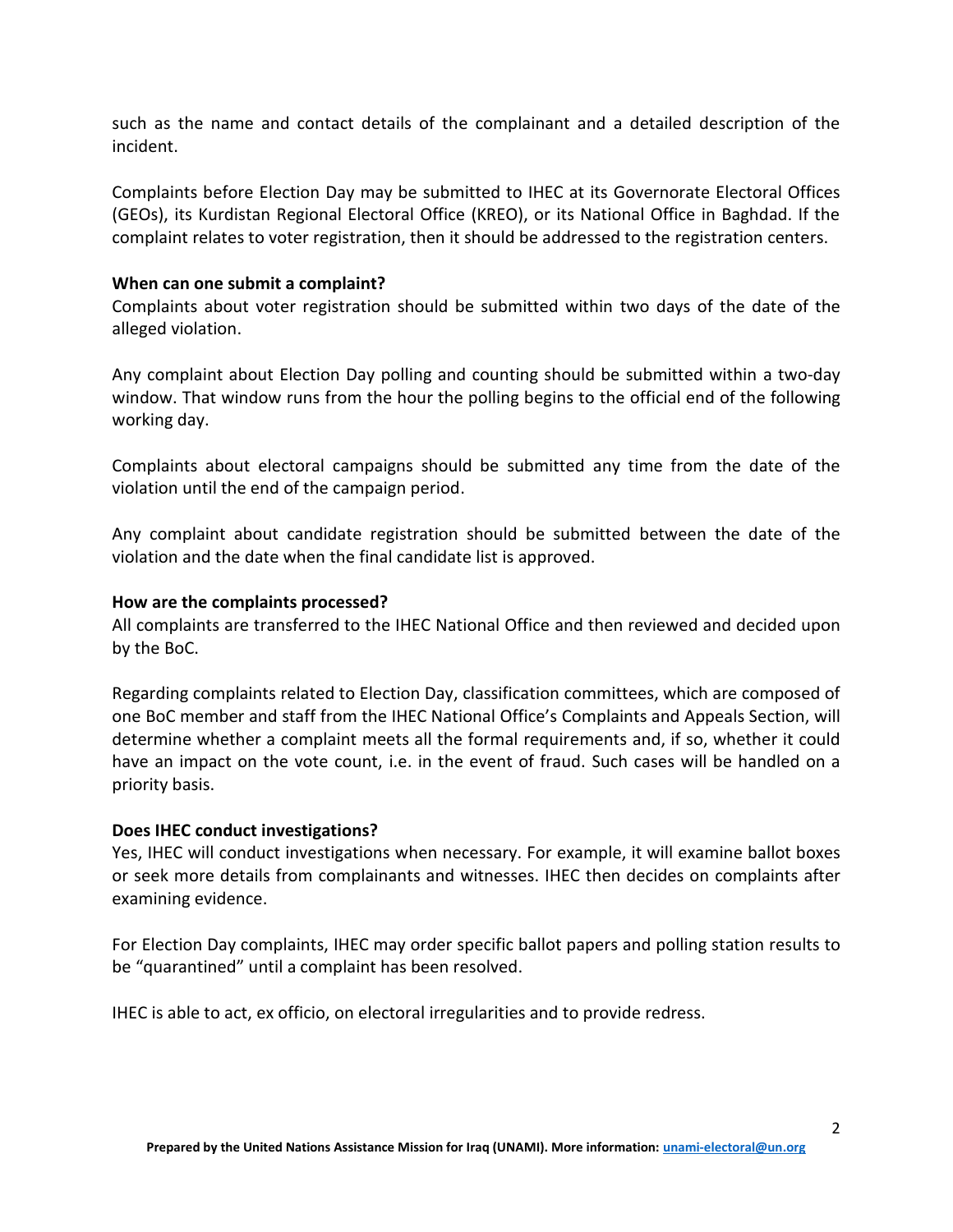such as the name and contact details of the complainant and a detailed description of the incident.

Complaints before Election Day may be submitted to IHEC at its Governorate Electoral Offices (GEOs), its Kurdistan Regional Electoral Office (KREO), or its National Office in Baghdad. If the complaint relates to voter registration, then it should be addressed to the registration centers.

**When can one submit a complaint?**

Complaints about voter registration should be submitted within two days of the date of the alleged violation.

Any complaint about Election Day polling and counting should be submitted within a two-day window. That window runs from the hour the polling begins to the official end of the following working day.

Complaints about electoral campaigns should be submitted any time from the date of the violation until the end of the campaign period.

Any complaint about candidate registration should be submitted between the date of the violation and the date when the final candidate list is approved.

**How are the complaints processed?**

All complaints are transferred to the IHEC National Office and then reviewed and decided upon by the BoC.

Regarding complaints related to Election Day, classification committees, which are composed of one BoC member and staff from the IHEC National Office's Complaints and Appeals Section, will determine whether a complaint meets all the formal requirements and, if so, whether it could have an impact on the vote count, i.e. in the event of fraud. Such cases will be handled on a priority basis.

**Does IHEC conduct investigations?**

Yes, IHEC will conduct investigations when necessary. For example, it will examine ballot boxes or seek more details from complainants and witnesses. IHEC then decides on complaints after examining evidence.

For Election Day complaints, IHEC may order specific ballot papers and polling station results to be "quarantined" until a complaint has been resolved.

IHEC is able to act, ex officio, on electoral irregularities and to provide redress.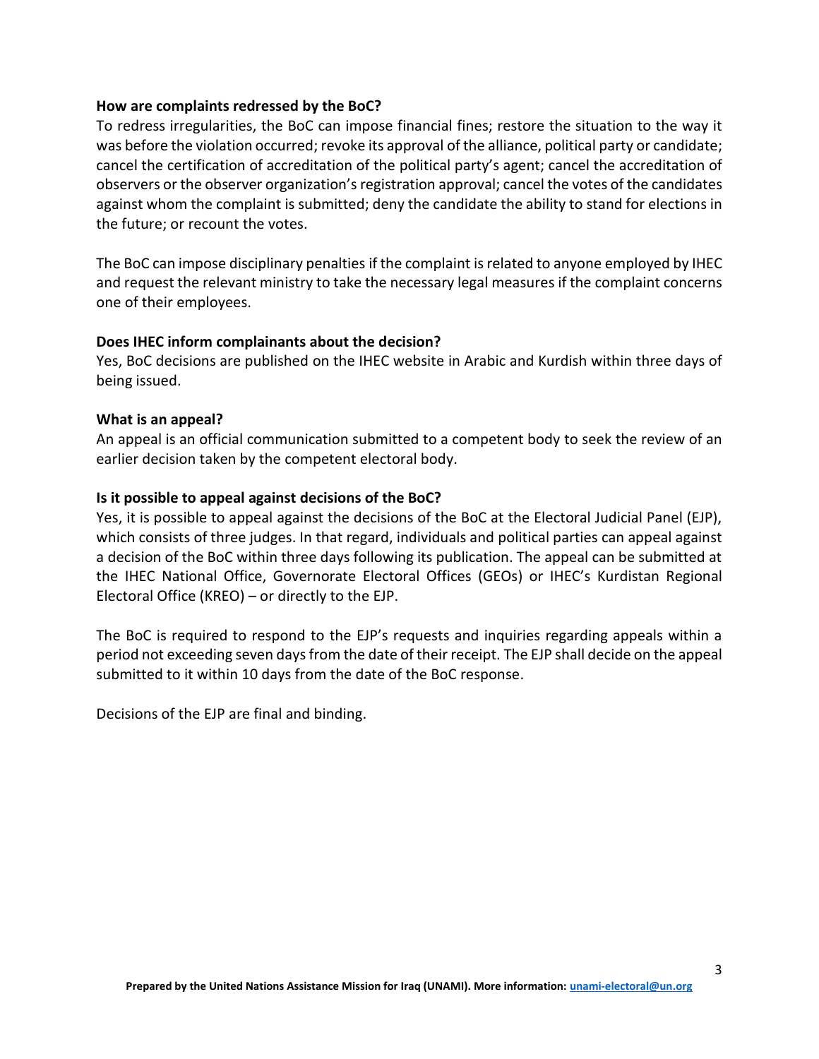**How are complaints redressed by the BoC?**

To redress irregularities, the BoC can impose financial fines; restore the situation to the way it was before the violation occurred; revoke its approval of the alliance, political party or candidate; cancel the certification of accreditation of the political party's agent; cancel the accreditation of observers or the observer organization's registration approval; cancel the votes of the candidates against whom the complaint is submitted; deny the candidate the ability to stand for elections in the future; or recount the votes.

The BoC can impose disciplinary penalties if the complaint is related to anyone employed by IHEC and request the relevant ministry to take the necessary legal measures if the complaint concerns one of their employees.

**Does IHEC inform complainants about the decision?**

Yes, BoC decisions are published on the IHEC website in Arabic and Kurdish within three days of being issued.

**What is an appeal?**

An appeal is an official communication submitted to a competent body to seek the review of an earlier decision taken by the competent electoral body.

**Is it possible to appeal against decisions of the BoC?**

Yes, it is possible to appeal against the decisions of the BoC at the Electoral Judicial Panel (EJP), which consists of three judges. In that regard, individuals and political parties can appeal against a decision of the BoC within three days following its publication. The appeal can be submitted at the IHEC National Office, Governorate Electoral Offices (GEOs) or IHEC's Kurdistan Regional Electoral Office (KREO) – or directly to the EJP.

The BoC is required to respond to the EJP's requests and inquiries regarding appeals within a period not exceeding seven days from the date of their receipt. The EJP shall decide on the appeal submitted to it within 10 days from the date of the BoC response.

Decisions of the EJP are final and binding.